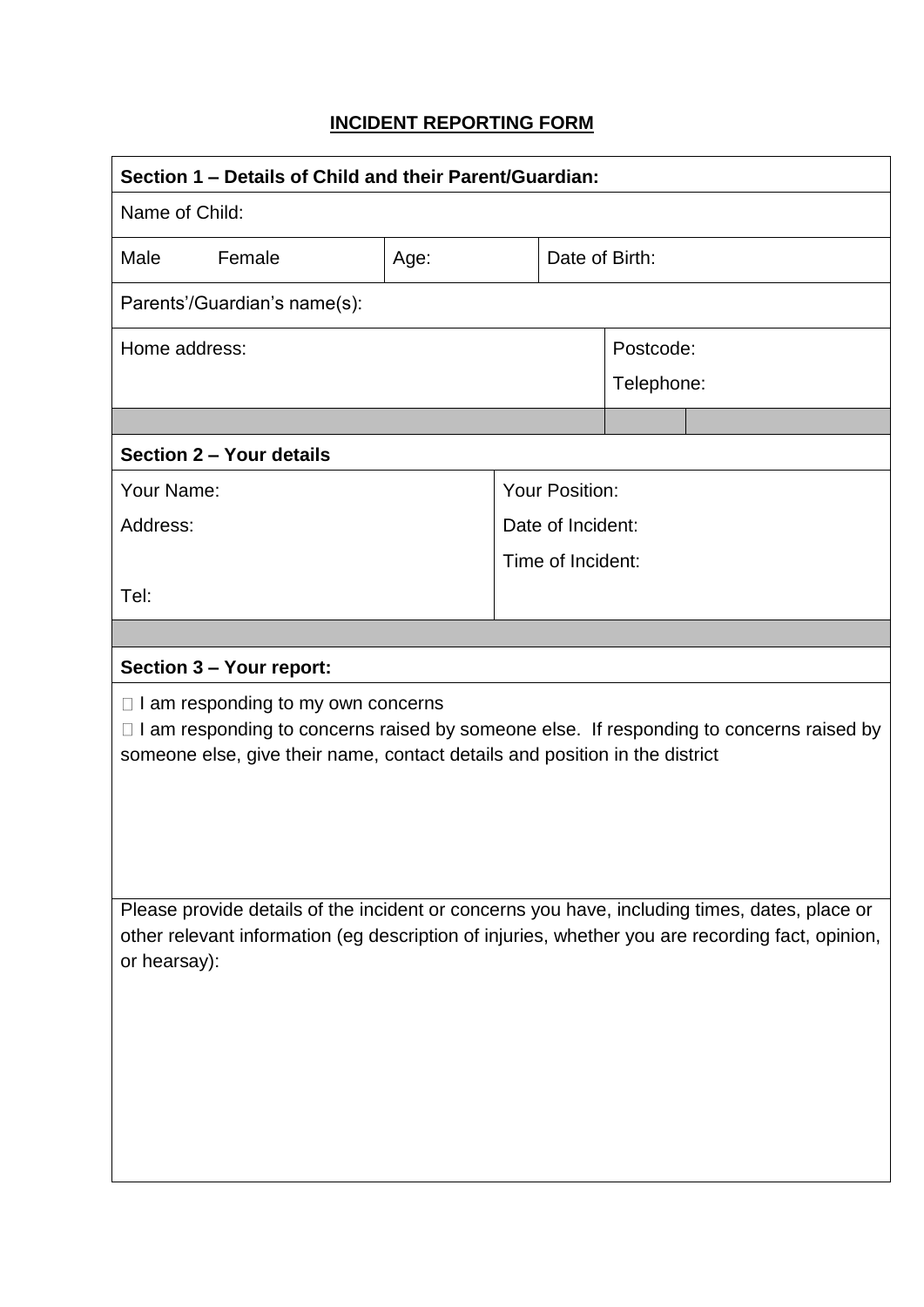# INCIDENT REPORTING FORM

| **Section 1 – Details of Child and their Parent/Guardian:** | | | |
|---|---|---|---|
| Name of Child: | | | |
| Male Female | Age: | Date of Birth: | |
| Parents'/Guardian's name(s): | | | |
| Home address: | | | Postcode:<br>Telephone: |

| **Section 2 – Your details** | |
|---|---|
| Your Name:<br>Address:<br><br>Tel: | Your Position:<br>Date of Incident:<br>Time of Incident: |

| **Section 3 – Your report:** |
|---|
| ☐ I am responding to my own concerns<br>☐ I am responding to concerns raised by someone else. If responding to concerns raised by someone else, give their name, contact details and position in the district |
| Please provide details of the incident or concerns you have, including times, dates, place or other relevant information (eg description of injuries, whether you are recording fact, opinion, or hearsay): |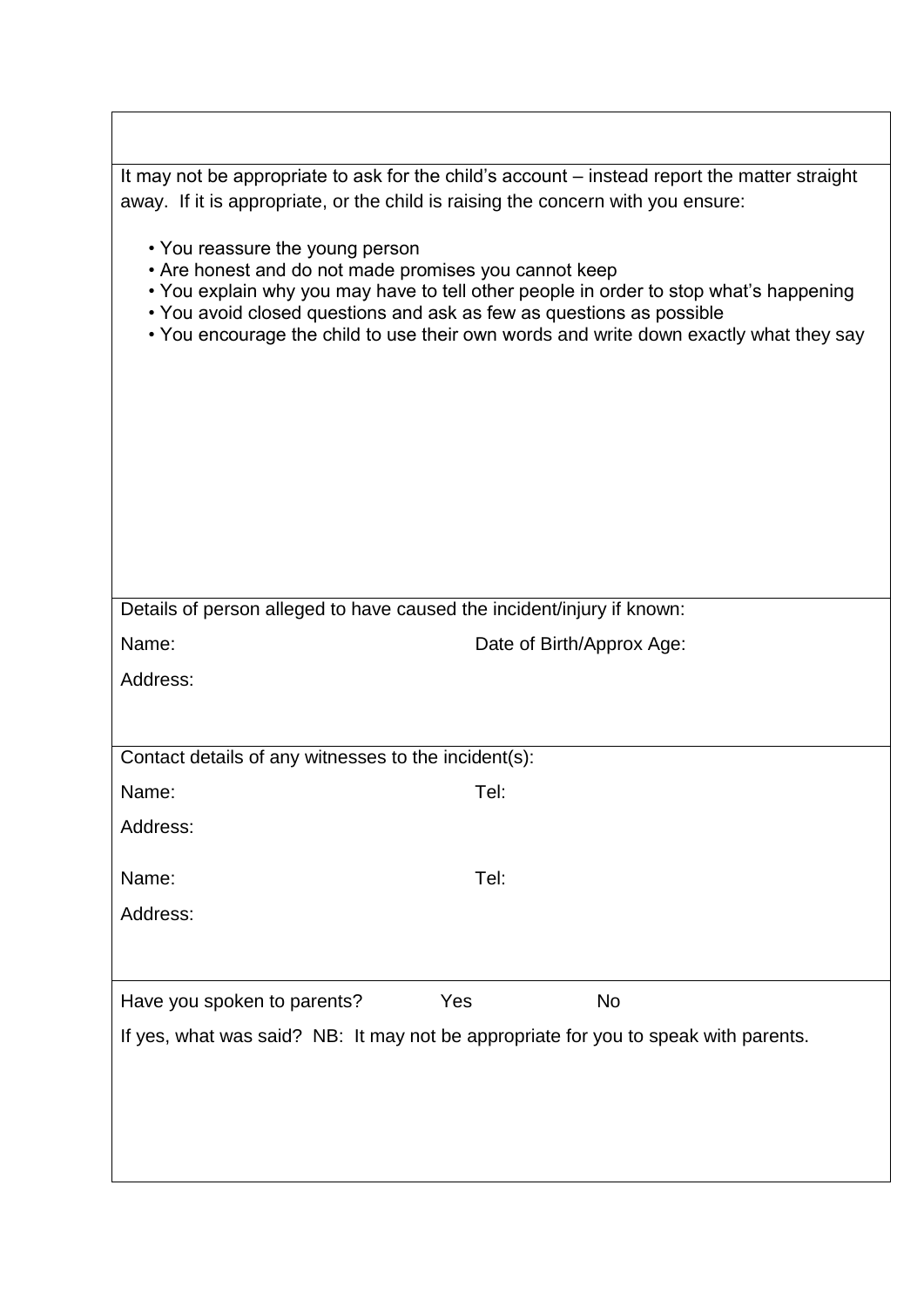It may not be appropriate to ask for the child's account – instead report the matter straight away. If it is appropriate, or the child is raising the concern with you ensure:

- You reassure the young person
- Are honest and do not made promises you cannot keep
- You explain why you may have to tell other people in order to stop what's happening
- You avoid closed questions and ask as few as questions as possible
- You encourage the child to use their own words and write down exactly what they say

Details of person alleged to have caused the incident/injury if known:

Name: Date of Birth/Approx Age:

Address:

Contact details of any witnesses to the incident(s):

Name: Tel:

Address:

Name: Tel:

Address:

Have you spoken to parents? Yes No

If yes, what was said? NB: It may not be appropriate for you to speak with parents.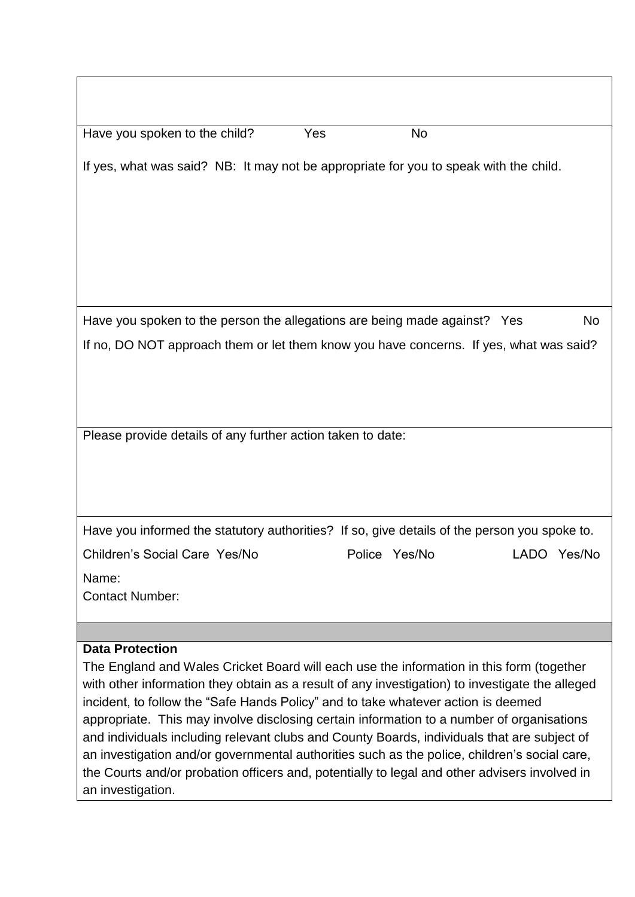Have you spoken to the child? Yes No

If yes, what was said? NB: It may not be appropriate for you to speak with the child.

Have you spoken to the person the allegations are being made against? Yes No

If no, DO NOT approach them or let them know you have concerns. If yes, what was said?

Please provide details of any further action taken to date:

Have you informed the statutory authorities? If so, give details of the person you spoke to.

Children's Social Care Yes/No Police Yes/No LADO Yes/No

Name:

Contact Number:

**Data Protection**

The England and Wales Cricket Board will each use the information in this form (together with other information they obtain as a result of any investigation) to investigate the alleged incident, to follow the "Safe Hands Policy" and to take whatever action is deemed appropriate. This may involve disclosing certain information to a number of organisations and individuals including relevant clubs and County Boards, individuals that are subject of an investigation and/or governmental authorities such as the police, children's social care, the Courts and/or probation officers and, potentially to legal and other advisers involved in an investigation.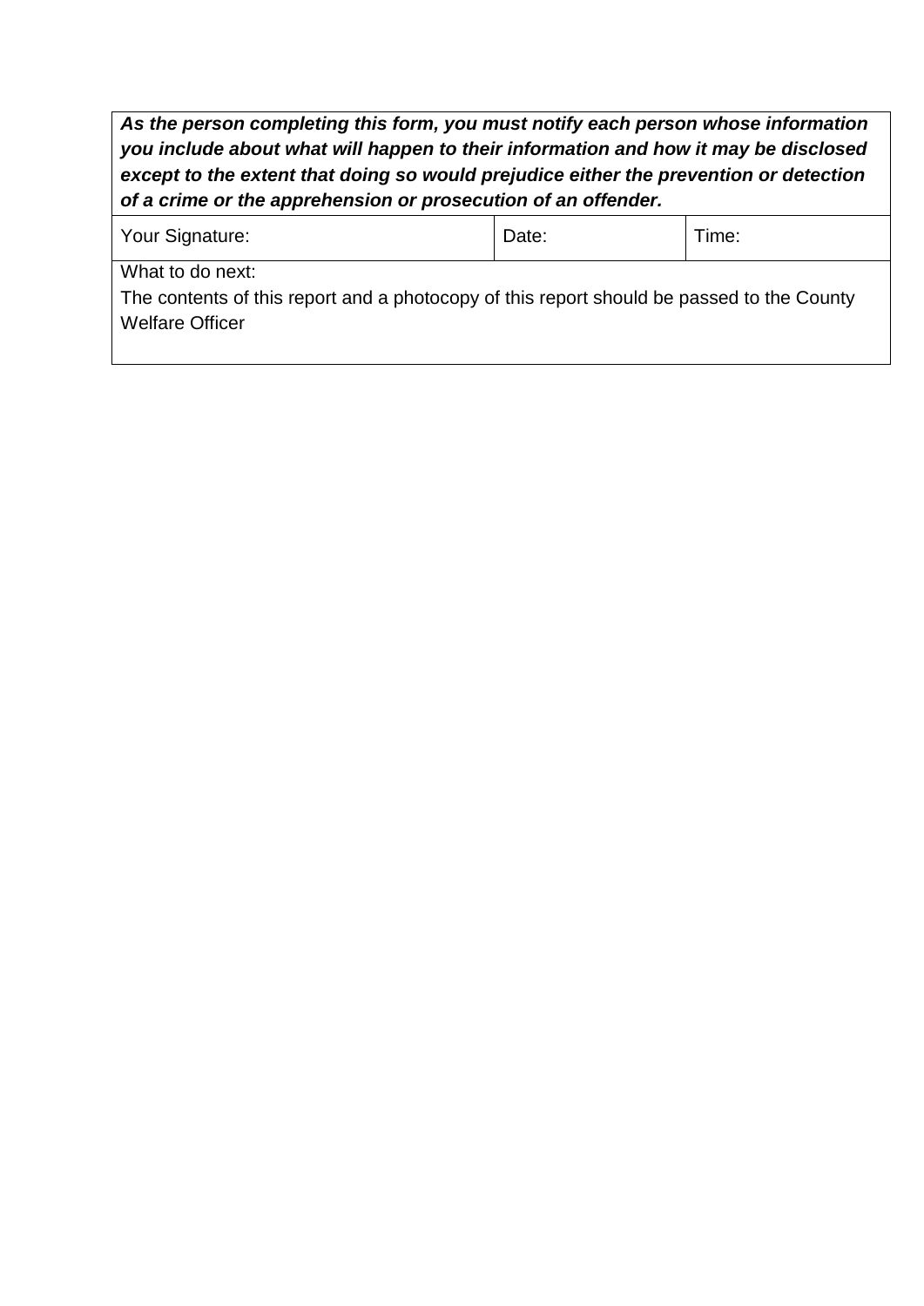| | | |
|---|---|---|
| ***As the person completing this form, you must notify each person whose information you include about what will happen to their information and how it may be disclosed except to the extent that doing so would prejudice either the prevention or detection of a crime or the apprehension or prosecution of an offender.*** | | |
| Your Signature: | Date: | Time: |
| What to do next:<br>The contents of this report and a photocopy of this report should be passed to the County Welfare Officer | | |